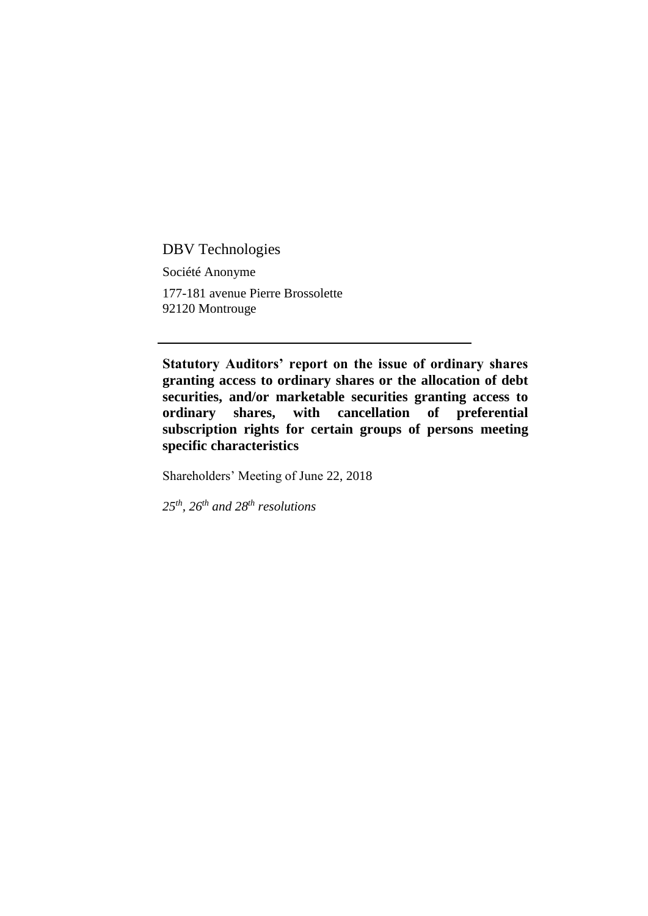DBV Technologies

Société Anonyme

177-181 avenue Pierre Brossolette
92120 Montrouge

---

**Statutory Auditors' report on the issue of ordinary shares granting access to ordinary shares or the allocation of debt securities, and/or marketable securities granting access to ordinary shares, with cancellation of preferential subscription rights for certain groups of persons meeting specific characteristics**

Shareholders' Meeting of June 22, 2018

*25th, 26th and 28th resolutions*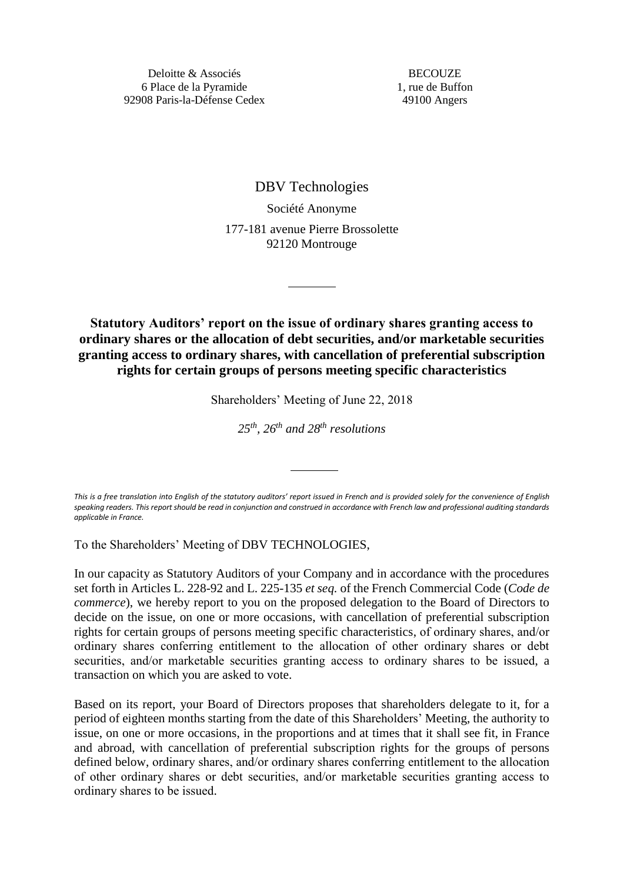Deloitte & Associés
6 Place de la Pyramide
92908 Paris-la-Défense Cedex

BECOUZE
1, rue de Buffon
49100 Angers

DBV Technologies

Société Anonyme

177-181 avenue Pierre Brossolette
92120 Montrouge

---

**Statutory Auditors' report on the issue of ordinary shares granting access to ordinary shares or the allocation of debt securities, and/or marketable securities granting access to ordinary shares, with cancellation of preferential subscription rights for certain groups of persons meeting specific characteristics**

Shareholders' Meeting of June 22, 2018

*25th, 26th and 28th resolutions*

---

*This is a free translation into English of the statutory auditors' report issued in French and is provided solely for the convenience of English speaking readers. This report should be read in conjunction and construed in accordance with French law and professional auditing standards applicable in France.*

To the Shareholders' Meeting of DBV TECHNOLOGIES,

In our capacity as Statutory Auditors of your Company and in accordance with the procedures set forth in Articles L. 228-92 and L. 225-135 *et seq.* of the French Commercial Code (*Code de commerce*), we hereby report to you on the proposed delegation to the Board of Directors to decide on the issue, on one or more occasions, with cancellation of preferential subscription rights for certain groups of persons meeting specific characteristics, of ordinary shares, and/or ordinary shares conferring entitlement to the allocation of other ordinary shares or debt securities, and/or marketable securities granting access to ordinary shares to be issued, a transaction on which you are asked to vote.

Based on its report, your Board of Directors proposes that shareholders delegate to it, for a period of eighteen months starting from the date of this Shareholders' Meeting, the authority to issue, on one or more occasions, in the proportions and at times that it shall see fit, in France and abroad, with cancellation of preferential subscription rights for the groups of persons defined below, ordinary shares, and/or ordinary shares conferring entitlement to the allocation of other ordinary shares or debt securities, and/or marketable securities granting access to ordinary shares to be issued.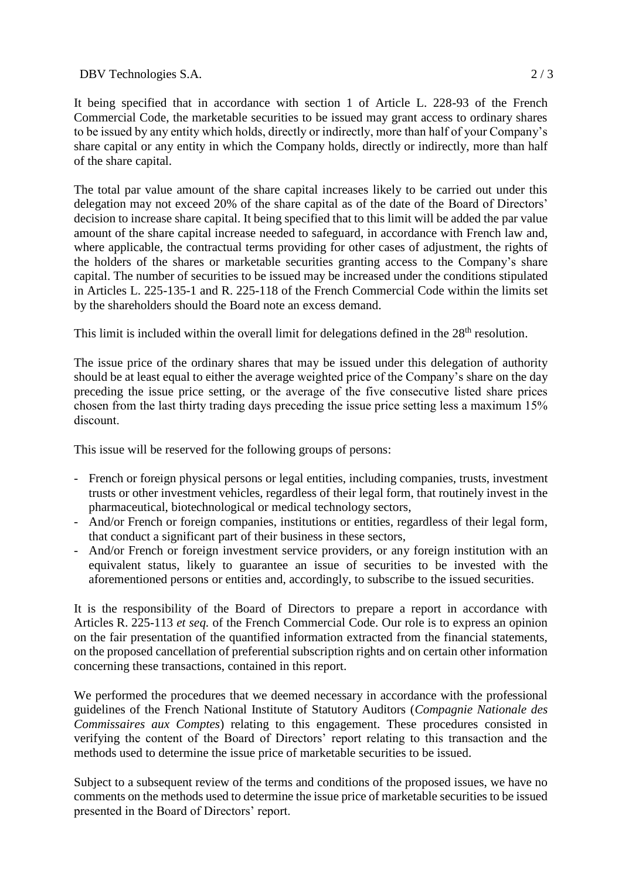It being specified that in accordance with section 1 of Article L. 228-93 of the French Commercial Code, the marketable securities to be issued may grant access to ordinary shares to be issued by any entity which holds, directly or indirectly, more than half of your Company's share capital or any entity in which the Company holds, directly or indirectly, more than half of the share capital.

The total par value amount of the share capital increases likely to be carried out under this delegation may not exceed 20% of the share capital as of the date of the Board of Directors' decision to increase share capital. It being specified that to this limit will be added the par value amount of the share capital increase needed to safeguard, in accordance with French law and, where applicable, the contractual terms providing for other cases of adjustment, the rights of the holders of the shares or marketable securities granting access to the Company's share capital. The number of securities to be issued may be increased under the conditions stipulated in Articles L. 225-135-1 and R. 225-118 of the French Commercial Code within the limits set by the shareholders should the Board note an excess demand.

This limit is included within the overall limit for delegations defined in the 28th resolution.

The issue price of the ordinary shares that may be issued under this delegation of authority should be at least equal to either the average weighted price of the Company's share on the day preceding the issue price setting, or the average of the five consecutive listed share prices chosen from the last thirty trading days preceding the issue price setting less a maximum 15% discount.

This issue will be reserved for the following groups of persons:

- French or foreign physical persons or legal entities, including companies, trusts, investment trusts or other investment vehicles, regardless of their legal form, that routinely invest in the pharmaceutical, biotechnological or medical technology sectors,
- And/or French or foreign companies, institutions or entities, regardless of their legal form, that conduct a significant part of their business in these sectors,
- And/or French or foreign investment service providers, or any foreign institution with an equivalent status, likely to guarantee an issue of securities to be invested with the aforementioned persons or entities and, accordingly, to subscribe to the issued securities.

It is the responsibility of the Board of Directors to prepare a report in accordance with Articles R. 225-113 *et seq.* of the French Commercial Code. Our role is to express an opinion on the fair presentation of the quantified information extracted from the financial statements, on the proposed cancellation of preferential subscription rights and on certain other information concerning these transactions, contained in this report.

We performed the procedures that we deemed necessary in accordance with the professional guidelines of the French National Institute of Statutory Auditors (*Compagnie Nationale des Commissaires aux Comptes*) relating to this engagement. These procedures consisted in verifying the content of the Board of Directors' report relating to this transaction and the methods used to determine the issue price of marketable securities to be issued.

Subject to a subsequent review of the terms and conditions of the proposed issues, we have no comments on the methods used to determine the issue price of marketable securities to be issued presented in the Board of Directors' report.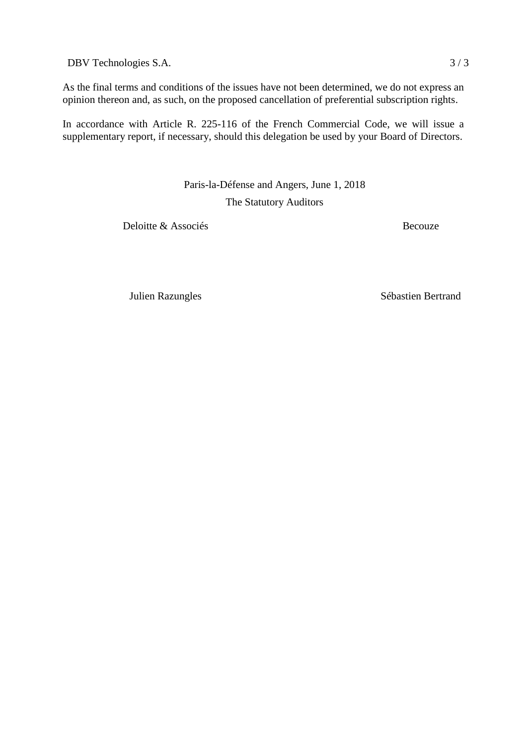As the final terms and conditions of the issues have not been determined, we do not express an opinion thereon and, as such, on the proposed cancellation of preferential subscription rights.

In accordance with Article R. 225-116 of the French Commercial Code, we will issue a supplementary report, if necessary, should this delegation be used by your Board of Directors.

Paris-la-Défense and Angers, June 1, 2018

The Statutory Auditors

| | |
|---|---|
| Deloitte & Associés | Becouze |
| Julien Razungles | Sébastien Bertrand |